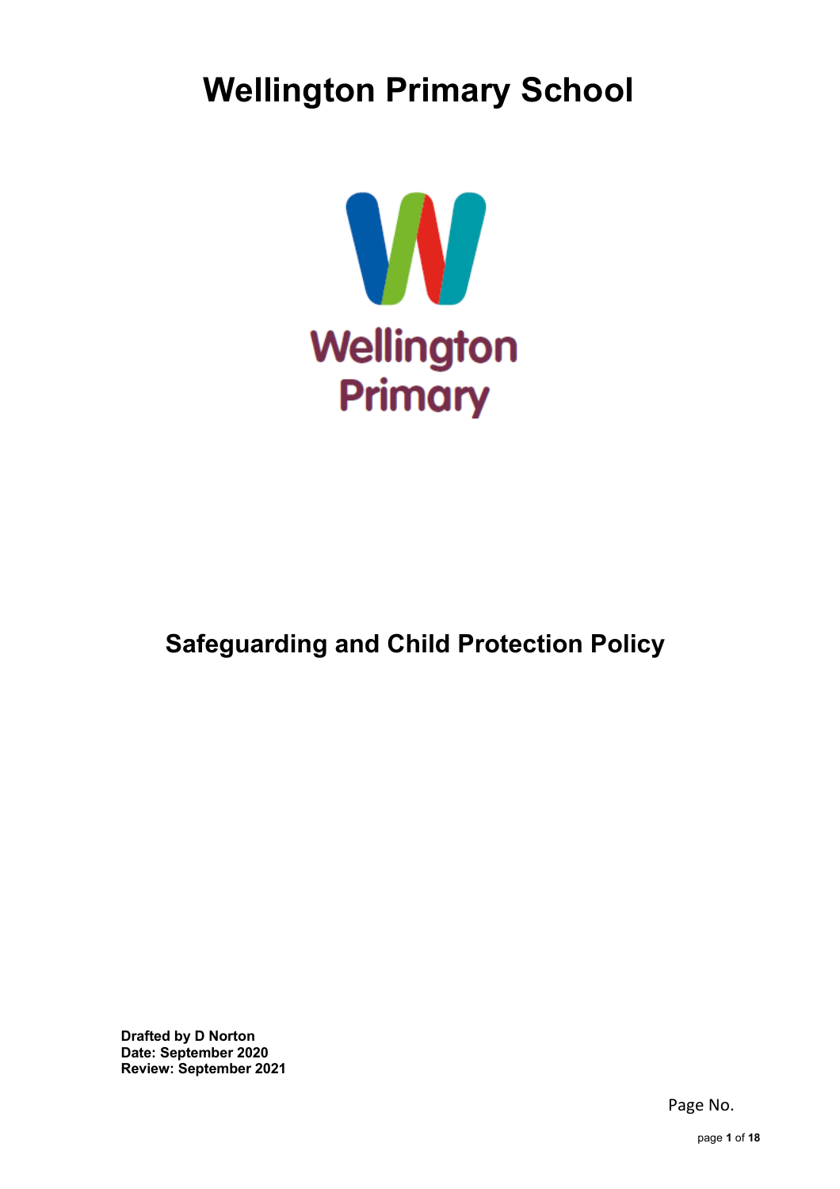# Wellington Primary School

Wellington
Primary

## Safeguarding and Child Protection Policy

**Drafted by D Norton**
**Date: September 2020**
**Review: September 2021**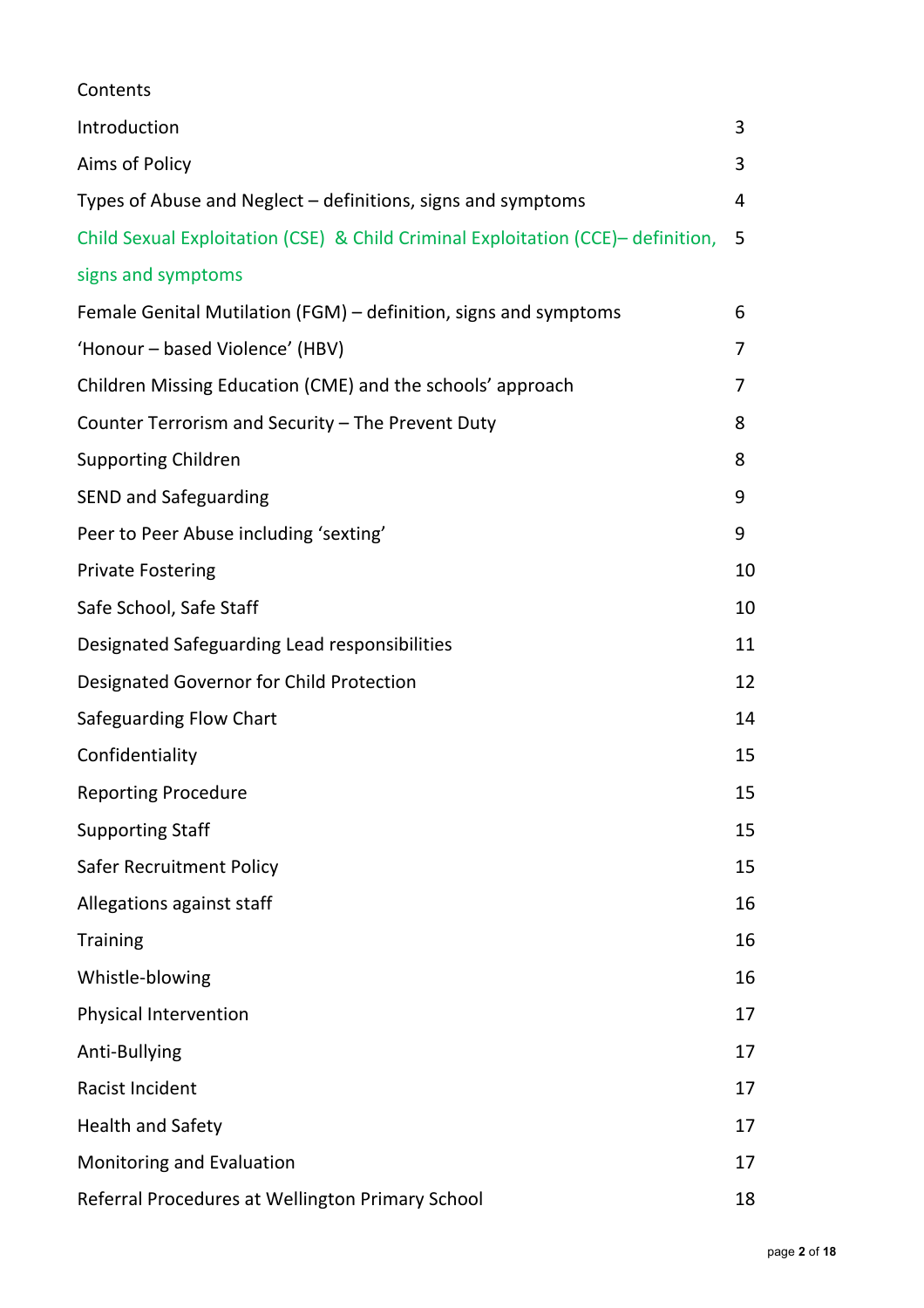Contents

| | |
|---|---|
| Introduction | 3 |
| Aims of Policy | 3 |
| Types of Abuse and Neglect – definitions, signs and symptoms | 4 |
| Child Sexual Exploitation (CSE) & Child Criminal Exploitation (CCE)– definition, signs and symptoms | 5 |
| Female Genital Mutilation (FGM) – definition, signs and symptoms | 6 |
| 'Honour – based Violence' (HBV) | 7 |
| Children Missing Education (CME) and the schools' approach | 7 |
| Counter Terrorism and Security – The Prevent Duty | 8 |
| Supporting Children | 8 |
| SEND and Safeguarding | 9 |
| Peer to Peer Abuse including 'sexting' | 9 |
| Private Fostering | 10 |
| Safe School, Safe Staff | 10 |
| Designated Safeguarding Lead responsibilities | 11 |
| Designated Governor for Child Protection | 12 |
| Safeguarding Flow Chart | 14 |
| Confidentiality | 15 |
| Reporting Procedure | 15 |
| Supporting Staff | 15 |
| Safer Recruitment Policy | 15 |
| Allegations against staff | 16 |
| Training | 16 |
| Whistle-blowing | 16 |
| Physical Intervention | 17 |
| Anti-Bullying | 17 |
| Racist Incident | 17 |
| Health and Safety | 17 |
| Monitoring and Evaluation | 17 |
| Referral Procedures at Wellington Primary School | 18 |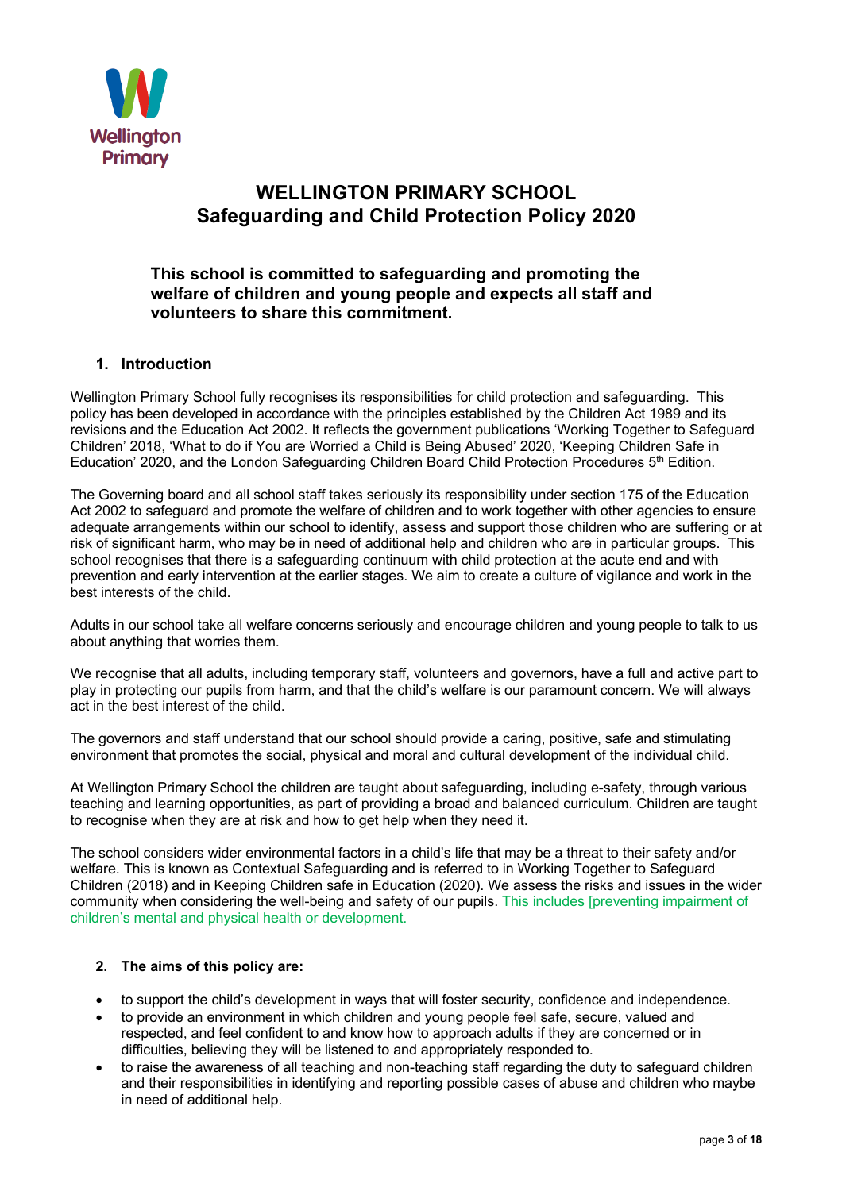# WELLINGTON PRIMARY SCHOOL
# Safeguarding and Child Protection Policy 2020

**This school is committed to safeguarding and promoting the welfare of children and young people and expects all staff and volunteers to share this commitment.**

## 1. Introduction

Wellington Primary School fully recognises its responsibilities for child protection and safeguarding. This policy has been developed in accordance with the principles established by the Children Act 1989 and its revisions and the Education Act 2002. It reflects the government publications 'Working Together to Safeguard Children' 2018, 'What to do if You are Worried a Child is Being Abused' 2020, 'Keeping Children Safe in Education' 2020, and the London Safeguarding Children Board Child Protection Procedures 5th Edition.

The Governing board and all school staff takes seriously its responsibility under section 175 of the Education Act 2002 to safeguard and promote the welfare of children and to work together with other agencies to ensure adequate arrangements within our school to identify, assess and support those children who are suffering or at risk of significant harm, who may be in need of additional help and children who are in particular groups. This school recognises that there is a safeguarding continuum with child protection at the acute end and with prevention and early intervention at the earlier stages. We aim to create a culture of vigilance and work in the best interests of the child.

Adults in our school take all welfare concerns seriously and encourage children and young people to talk to us about anything that worries them.

We recognise that all adults, including temporary staff, volunteers and governors, have a full and active part to play in protecting our pupils from harm, and that the child's welfare is our paramount concern. We will always act in the best interest of the child.

The governors and staff understand that our school should provide a caring, positive, safe and stimulating environment that promotes the social, physical and moral and cultural development of the individual child.

At Wellington Primary School the children are taught about safeguarding, including e-safety, through various teaching and learning opportunities, as part of providing a broad and balanced curriculum. Children are taught to recognise when they are at risk and how to get help when they need it.

The school considers wider environmental factors in a child's life that may be a threat to their safety and/or welfare. This is known as Contextual Safeguarding and is referred to in Working Together to Safeguard Children (2018) and in Keeping Children safe in Education (2020). We assess the risks and issues in the wider community when considering the well-being and safety of our pupils. This includes [preventing impairment of children's mental and physical health or development.

## 2. The aims of this policy are:

- to support the child's development in ways that will foster security, confidence and independence.
- to provide an environment in which children and young people feel safe, secure, valued and respected, and feel confident to and know how to approach adults if they are concerned or in difficulties, believing they will be listened to and appropriately responded to.
- to raise the awareness of all teaching and non-teaching staff regarding the duty to safeguard children and their responsibilities in identifying and reporting possible cases of abuse and children who maybe in need of additional help.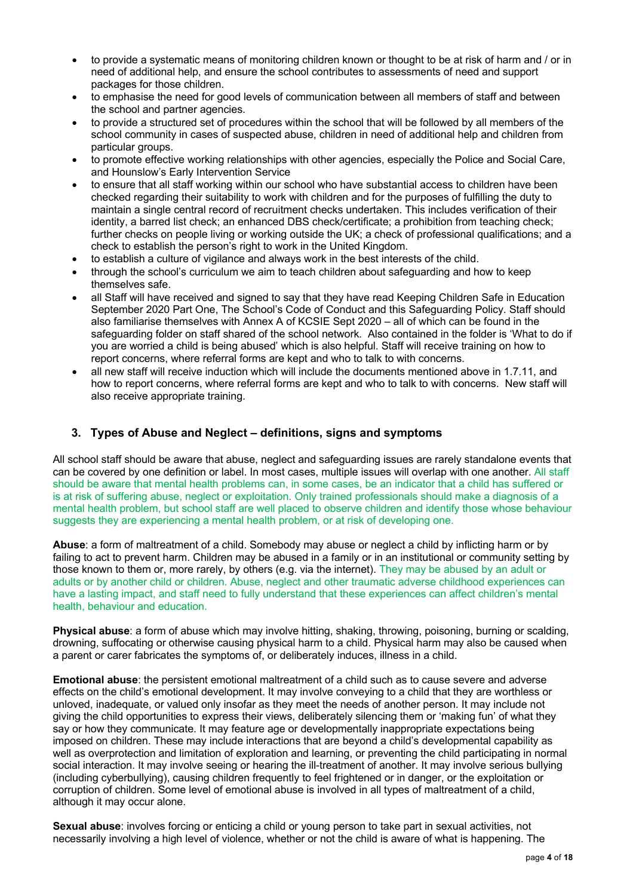- to provide a systematic means of monitoring children known or thought to be at risk of harm and / or in need of additional help, and ensure the school contributes to assessments of need and support packages for those children.
- to emphasise the need for good levels of communication between all members of staff and between the school and partner agencies.
- to provide a structured set of procedures within the school that will be followed by all members of the school community in cases of suspected abuse, children in need of additional help and children from particular groups.
- to promote effective working relationships with other agencies, especially the Police and Social Care, and Hounslow's Early Intervention Service
- to ensure that all staff working within our school who have substantial access to children have been checked regarding their suitability to work with children and for the purposes of fulfilling the duty to maintain a single central record of recruitment checks undertaken. This includes verification of their identity, a barred list check; an enhanced DBS check/certificate; a prohibition from teaching check; further checks on people living or working outside the UK; a check of professional qualifications; and a check to establish the person's right to work in the United Kingdom.
- to establish a culture of vigilance and always work in the best interests of the child.
- through the school's curriculum we aim to teach children about safeguarding and how to keep themselves safe.
- all Staff will have received and signed to say that they have read Keeping Children Safe in Education September 2020 Part One, The School's Code of Conduct and this Safeguarding Policy. Staff should also familiarise themselves with Annex A of KCSIE Sept 2020 – all of which can be found in the safeguarding folder on staff shared of the school network. Also contained in the folder is 'What to do if you are worried a child is being abused' which is also helpful. Staff will receive training on how to report concerns, where referral forms are kept and who to talk to with concerns.
- all new staff will receive induction which will include the documents mentioned above in 1.7.11, and how to report concerns, where referral forms are kept and who to talk to with concerns. New staff will also receive appropriate training.

## 3. Types of Abuse and Neglect – definitions, signs and symptoms

All school staff should be aware that abuse, neglect and safeguarding issues are rarely standalone events that can be covered by one definition or label. In most cases, multiple issues will overlap with one another. All staff should be aware that mental health problems can, in some cases, be an indicator that a child has suffered or is at risk of suffering abuse, neglect or exploitation. Only trained professionals should make a diagnosis of a mental health problem, but school staff are well placed to observe children and identify those whose behaviour suggests they are experiencing a mental health problem, or at risk of developing one.

**Abuse**: a form of maltreatment of a child. Somebody may abuse or neglect a child by inflicting harm or by failing to act to prevent harm. Children may be abused in a family or in an institutional or community setting by those known to them or, more rarely, by others (e.g. via the internet). They may be abused by an adult or adults or by another child or children. Abuse, neglect and other traumatic adverse childhood experiences can have a lasting impact, and staff need to fully understand that these experiences can affect children's mental health, behaviour and education.

**Physical abuse**: a form of abuse which may involve hitting, shaking, throwing, poisoning, burning or scalding, drowning, suffocating or otherwise causing physical harm to a child. Physical harm may also be caused when a parent or carer fabricates the symptoms of, or deliberately induces, illness in a child.

**Emotional abuse**: the persistent emotional maltreatment of a child such as to cause severe and adverse effects on the child's emotional development. It may involve conveying to a child that they are worthless or unloved, inadequate, or valued only insofar as they meet the needs of another person. It may include not giving the child opportunities to express their views, deliberately silencing them or 'making fun' of what they say or how they communicate. It may feature age or developmentally inappropriate expectations being imposed on children. These may include interactions that are beyond a child's developmental capability as well as overprotection and limitation of exploration and learning, or preventing the child participating in normal social interaction. It may involve seeing or hearing the ill-treatment of another. It may involve serious bullying (including cyberbullying), causing children frequently to feel frightened or in danger, or the exploitation or corruption of children. Some level of emotional abuse is involved in all types of maltreatment of a child, although it may occur alone.

**Sexual abuse**: involves forcing or enticing a child or young person to take part in sexual activities, not necessarily involving a high level of violence, whether or not the child is aware of what is happening. The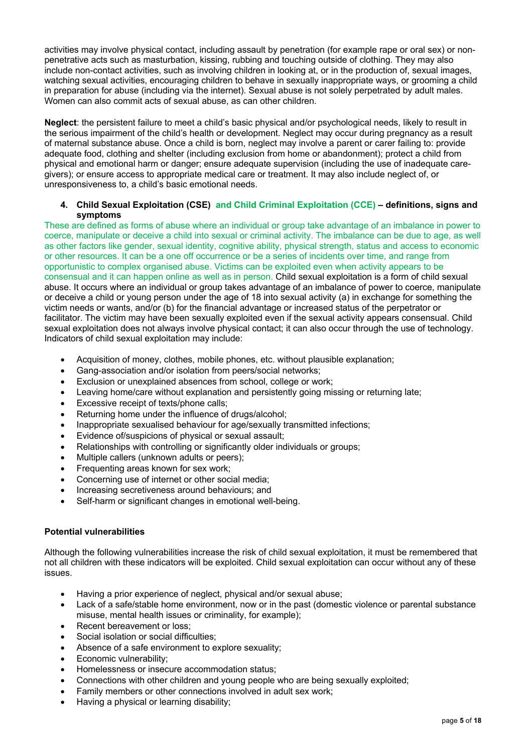activities may involve physical contact, including assault by penetration (for example rape or oral sex) or non-penetrative acts such as masturbation, kissing, rubbing and touching outside of clothing. They may also include non-contact activities, such as involving children in looking at, or in the production of, sexual images, watching sexual activities, encouraging children to behave in sexually inappropriate ways, or grooming a child in preparation for abuse (including via the internet). Sexual abuse is not solely perpetrated by adult males. Women can also commit acts of sexual abuse, as can other children.

**Neglect**: the persistent failure to meet a child's basic physical and/or psychological needs, likely to result in the serious impairment of the child's health or development. Neglect may occur during pregnancy as a result of maternal substance abuse. Once a child is born, neglect may involve a parent or carer failing to: provide adequate food, clothing and shelter (including exclusion from home or abandonment); protect a child from physical and emotional harm or danger; ensure adequate supervision (including the use of inadequate care-givers); or ensure access to appropriate medical care or treatment. It may also include neglect of, or unresponsiveness to, a child's basic emotional needs.

### 4. Child Sexual Exploitation (CSE) and Child Criminal Exploitation (CCE) – definitions, signs and symptoms

These are defined as forms of abuse where an individual or group take advantage of an imbalance in power to coerce, manipulate or deceive a child into sexual or criminal activity. The imbalance can be due to age, as well as other factors like gender, sexual identity, cognitive ability, physical strength, status and access to economic or other resources. It can be a one off occurrence or be a series of incidents over time, and range from opportunistic to complex organised abuse. Victims can be exploited even when activity appears to be consensual and it can happen online as well as in person. Child sexual exploitation is a form of child sexual abuse. It occurs where an individual or group takes advantage of an imbalance of power to coerce, manipulate or deceive a child or young person under the age of 18 into sexual activity (a) in exchange for something the victim needs or wants, and/or (b) for the financial advantage or increased status of the perpetrator or facilitator. The victim may have been sexually exploited even if the sexual activity appears consensual. Child sexual exploitation does not always involve physical contact; it can also occur through the use of technology. Indicators of child sexual exploitation may include:

- Acquisition of money, clothes, mobile phones, etc. without plausible explanation;
- Gang-association and/or isolation from peers/social networks;
- Exclusion or unexplained absences from school, college or work;
- Leaving home/care without explanation and persistently going missing or returning late;
- Excessive receipt of texts/phone calls;
- Returning home under the influence of drugs/alcohol;
- Inappropriate sexualised behaviour for age/sexually transmitted infections;
- Evidence of/suspicions of physical or sexual assault;
- Relationships with controlling or significantly older individuals or groups;
- Multiple callers (unknown adults or peers);
- Frequenting areas known for sex work;
- Concerning use of internet or other social media;
- Increasing secretiveness around behaviours; and
- Self-harm or significant changes in emotional well-being.

**Potential vulnerabilities**

Although the following vulnerabilities increase the risk of child sexual exploitation, it must be remembered that not all children with these indicators will be exploited. Child sexual exploitation can occur without any of these issues.

- Having a prior experience of neglect, physical and/or sexual abuse;
- Lack of a safe/stable home environment, now or in the past (domestic violence or parental substance misuse, mental health issues or criminality, for example);
- Recent bereavement or loss;
- Social isolation or social difficulties;
- Absence of a safe environment to explore sexuality;
- Economic vulnerability;
- Homelessness or insecure accommodation status;
- Connections with other children and young people who are being sexually exploited;
- Family members or other connections involved in adult sex work;
- Having a physical or learning disability;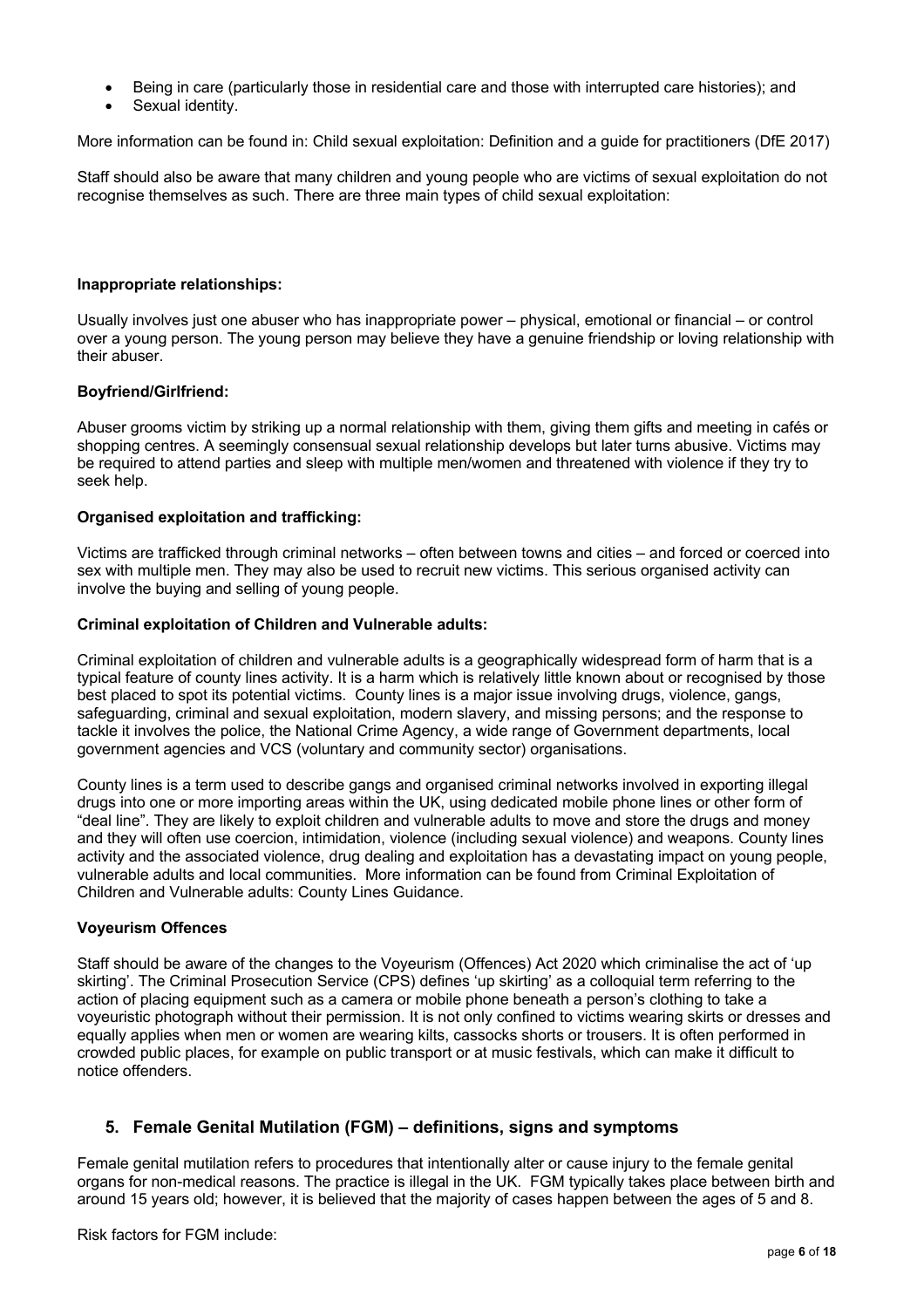- Being in care (particularly those in residential care and those with interrupted care histories); and
- Sexual identity.

More information can be found in: Child sexual exploitation: Definition and a guide for practitioners (DfE 2017)

Staff should also be aware that many children and young people who are victims of sexual exploitation do not recognise themselves as such. There are three main types of child sexual exploitation:

**Inappropriate relationships:**

Usually involves just one abuser who has inappropriate power – physical, emotional or financial – or control over a young person. The young person may believe they have a genuine friendship or loving relationship with their abuser.

**Boyfriend/Girlfriend:**

Abuser grooms victim by striking up a normal relationship with them, giving them gifts and meeting in cafés or shopping centres. A seemingly consensual sexual relationship develops but later turns abusive. Victims may be required to attend parties and sleep with multiple men/women and threatened with violence if they try to seek help.

**Organised exploitation and trafficking:**

Victims are trafficked through criminal networks – often between towns and cities – and forced or coerced into sex with multiple men. They may also be used to recruit new victims. This serious organised activity can involve the buying and selling of young people.

**Criminal exploitation of Children and Vulnerable adults:**

Criminal exploitation of children and vulnerable adults is a geographically widespread form of harm that is a typical feature of county lines activity. It is a harm which is relatively little known about or recognised by those best placed to spot its potential victims. County lines is a major issue involving drugs, violence, gangs, safeguarding, criminal and sexual exploitation, modern slavery, and missing persons; and the response to tackle it involves the police, the National Crime Agency, a wide range of Government departments, local government agencies and VCS (voluntary and community sector) organisations.

County lines is a term used to describe gangs and organised criminal networks involved in exporting illegal drugs into one or more importing areas within the UK, using dedicated mobile phone lines or other form of "deal line". They are likely to exploit children and vulnerable adults to move and store the drugs and money and they will often use coercion, intimidation, violence (including sexual violence) and weapons. County lines activity and the associated violence, drug dealing and exploitation has a devastating impact on young people, vulnerable adults and local communities. More information can be found from Criminal Exploitation of Children and Vulnerable adults: County Lines Guidance.

**Voyeurism Offences**

Staff should be aware of the changes to the Voyeurism (Offences) Act 2020 which criminalise the act of 'up skirting'. The Criminal Prosecution Service (CPS) defines 'up skirting' as a colloquial term referring to the action of placing equipment such as a camera or mobile phone beneath a person's clothing to take a voyeuristic photograph without their permission. It is not only confined to victims wearing skirts or dresses and equally applies when men or women are wearing kilts, cassocks shorts or trousers. It is often performed in crowded public places, for example on public transport or at music festivals, which can make it difficult to notice offenders.

## 5. Female Genital Mutilation (FGM) – definitions, signs and symptoms

Female genital mutilation refers to procedures that intentionally alter or cause injury to the female genital organs for non-medical reasons. The practice is illegal in the UK. FGM typically takes place between birth and around 15 years old; however, it is believed that the majority of cases happen between the ages of 5 and 8.

Risk factors for FGM include: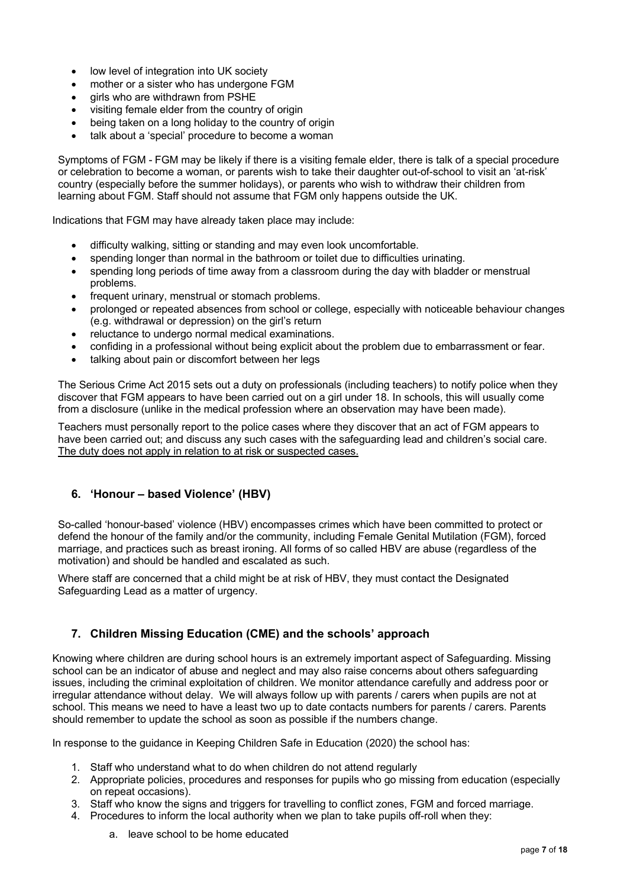- low level of integration into UK society
- mother or a sister who has undergone FGM
- girls who are withdrawn from PSHE
- visiting female elder from the country of origin
- being taken on a long holiday to the country of origin
- talk about a 'special' procedure to become a woman

Symptoms of FGM - FGM may be likely if there is a visiting female elder, there is talk of a special procedure or celebration to become a woman, or parents wish to take their daughter out-of-school to visit an 'at-risk' country (especially before the summer holidays), or parents who wish to withdraw their children from learning about FGM. Staff should not assume that FGM only happens outside the UK.

Indications that FGM may have already taken place may include:

- difficulty walking, sitting or standing and may even look uncomfortable.
- spending longer than normal in the bathroom or toilet due to difficulties urinating.
- spending long periods of time away from a classroom during the day with bladder or menstrual problems.
- frequent urinary, menstrual or stomach problems.
- prolonged or repeated absences from school or college, especially with noticeable behaviour changes (e.g. withdrawal or depression) on the girl's return
- reluctance to undergo normal medical examinations.
- confiding in a professional without being explicit about the problem due to embarrassment or fear.
- talking about pain or discomfort between her legs

The Serious Crime Act 2015 sets out a duty on professionals (including teachers) to notify police when they discover that FGM appears to have been carried out on a girl under 18. In schools, this will usually come from a disclosure (unlike in the medical profession where an observation may have been made).

Teachers must personally report to the police cases where they discover that an act of FGM appears to have been carried out; and discuss any such cases with the safeguarding lead and children's social care. <u>The duty does not apply in relation to at risk or suspected cases.</u>

## 6. 'Honour – based Violence' (HBV)

So-called 'honour-based' violence (HBV) encompasses crimes which have been committed to protect or defend the honour of the family and/or the community, including Female Genital Mutilation (FGM), forced marriage, and practices such as breast ironing. All forms of so called HBV are abuse (regardless of the motivation) and should be handled and escalated as such.

Where staff are concerned that a child might be at risk of HBV, they must contact the Designated Safeguarding Lead as a matter of urgency.

## 7. Children Missing Education (CME) and the schools' approach

Knowing where children are during school hours is an extremely important aspect of Safeguarding. Missing school can be an indicator of abuse and neglect and may also raise concerns about others safeguarding issues, including the criminal exploitation of children. We monitor attendance carefully and address poor or irregular attendance without delay. We will always follow up with parents / carers when pupils are not at school. This means we need to have a least two up to date contacts numbers for parents / carers. Parents should remember to update the school as soon as possible if the numbers change.

In response to the guidance in Keeping Children Safe in Education (2020) the school has:

1. Staff who understand what to do when children do not attend regularly
2. Appropriate policies, procedures and responses for pupils who go missing from education (especially on repeat occasions).
3. Staff who know the signs and triggers for travelling to conflict zones, FGM and forced marriage.
4. Procedures to inform the local authority when we plan to take pupils off-roll when they:
    a. leave school to be home educated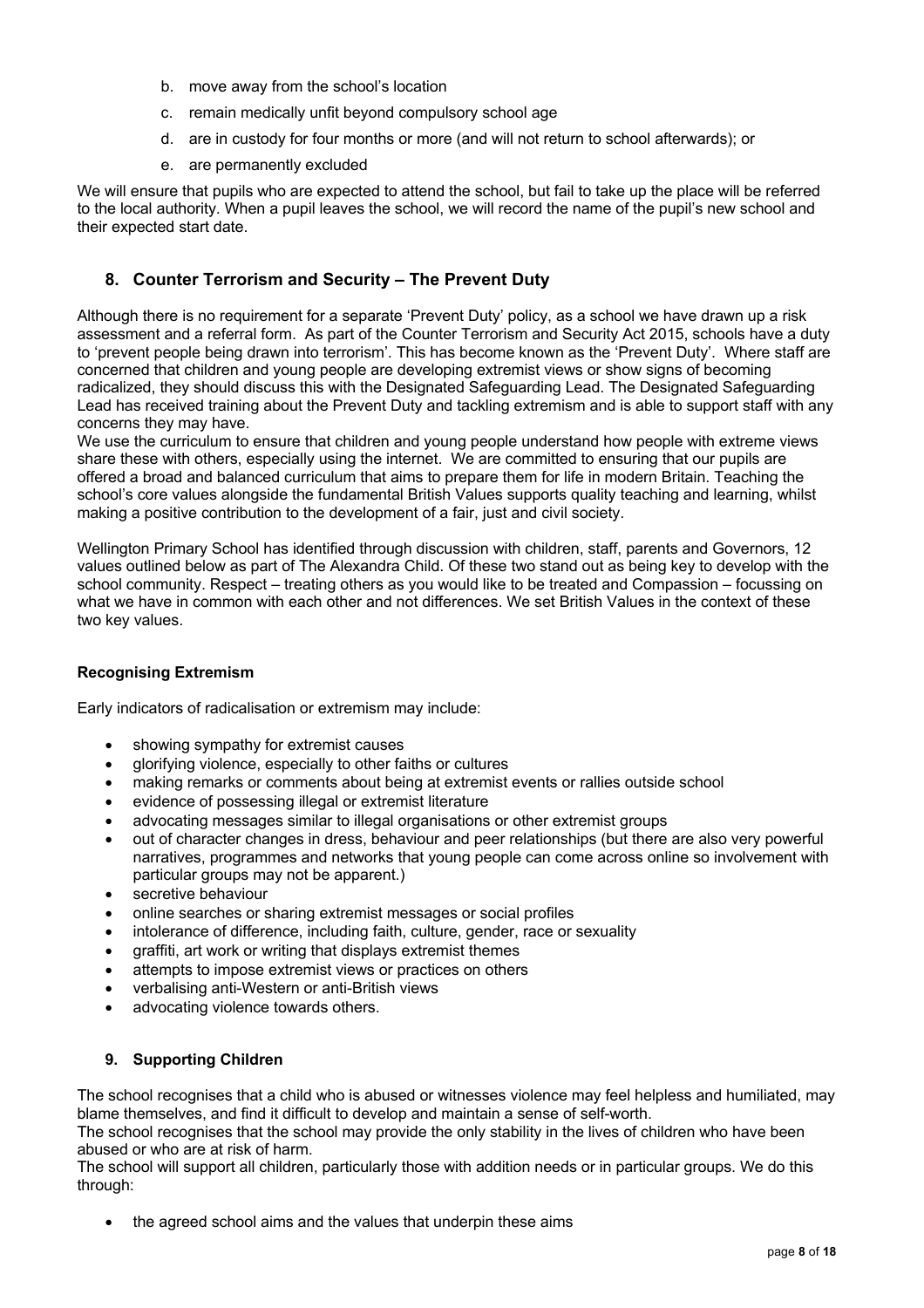b. move away from the school's location
c. remain medically unfit beyond compulsory school age
d. are in custody for four months or more (and will not return to school afterwards); or
e. are permanently excluded

We will ensure that pupils who are expected to attend the school, but fail to take up the place will be referred to the local authority. When a pupil leaves the school, we will record the name of the pupil's new school and their expected start date.

## 8. Counter Terrorism and Security – The Prevent Duty

Although there is no requirement for a separate 'Prevent Duty' policy, as a school we have drawn up a risk assessment and a referral form. As part of the Counter Terrorism and Security Act 2015, schools have a duty to 'prevent people being drawn into terrorism'. This has become known as the 'Prevent Duty'. Where staff are concerned that children and young people are developing extremist views or show signs of becoming radicalized, they should discuss this with the Designated Safeguarding Lead. The Designated Safeguarding Lead has received training about the Prevent Duty and tackling extremism and is able to support staff with any concerns they may have.
We use the curriculum to ensure that children and young people understand how people with extreme views share these with others, especially using the internet. We are committed to ensuring that our pupils are offered a broad and balanced curriculum that aims to prepare them for life in modern Britain. Teaching the school's core values alongside the fundamental British Values supports quality teaching and learning, whilst making a positive contribution to the development of a fair, just and civil society.

Wellington Primary School has identified through discussion with children, staff, parents and Governors, 12 values outlined below as part of The Alexandra Child. Of these two stand out as being key to develop with the school community. Respect – treating others as you would like to be treated and Compassion – focussing on what we have in common with each other and not differences. We set British Values in the context of these two key values.

### Recognising Extremism

Early indicators of radicalisation or extremism may include:

- showing sympathy for extremist causes
- glorifying violence, especially to other faiths or cultures
- making remarks or comments about being at extremist events or rallies outside school
- evidence of possessing illegal or extremist literature
- advocating messages similar to illegal organisations or other extremist groups
- out of character changes in dress, behaviour and peer relationships (but there are also very powerful narratives, programmes and networks that young people can come across online so involvement with particular groups may not be apparent.)
- secretive behaviour
- online searches or sharing extremist messages or social profiles
- intolerance of difference, including faith, culture, gender, race or sexuality
- graffiti, art work or writing that displays extremist themes
- attempts to impose extremist views or practices on others
- verbalising anti-Western or anti-British views
- advocating violence towards others.

## 9. Supporting Children

The school recognises that a child who is abused or witnesses violence may feel helpless and humiliated, may blame themselves, and find it difficult to develop and maintain a sense of self-worth.
The school recognises that the school may provide the only stability in the lives of children who have been abused or who are at risk of harm.
The school will support all children, particularly those with addition needs or in particular groups. We do this through:

- the agreed school aims and the values that underpin these aims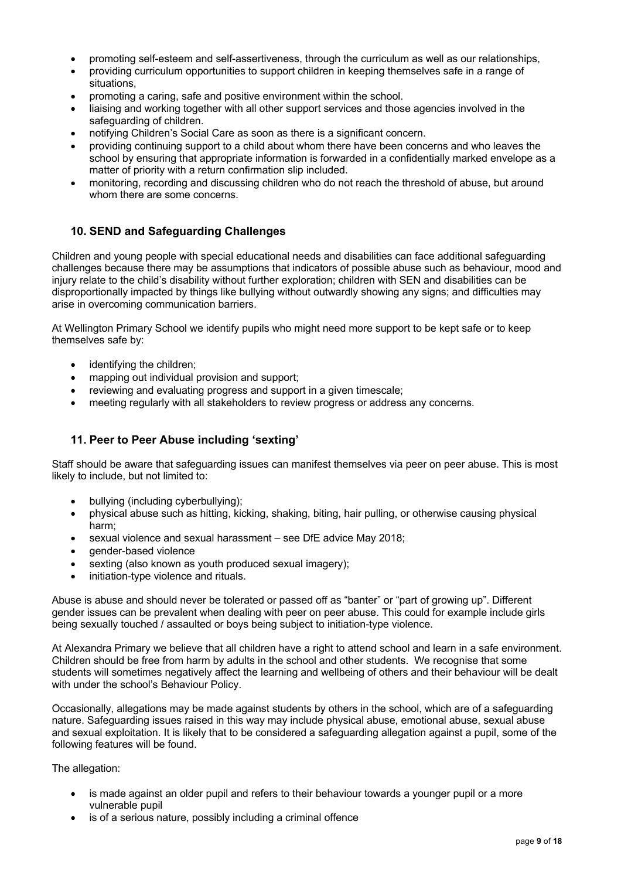- promoting self-esteem and self-assertiveness, through the curriculum as well as our relationships,
- providing curriculum opportunities to support children in keeping themselves safe in a range of situations,
- promoting a caring, safe and positive environment within the school.
- liaising and working together with all other support services and those agencies involved in the safeguarding of children.
- notifying Children's Social Care as soon as there is a significant concern.
- providing continuing support to a child about whom there have been concerns and who leaves the school by ensuring that appropriate information is forwarded in a confidentially marked envelope as a matter of priority with a return confirmation slip included.
- monitoring, recording and discussing children who do not reach the threshold of abuse, but around whom there are some concerns.

## 10. SEND and Safeguarding Challenges

Children and young people with special educational needs and disabilities can face additional safeguarding challenges because there may be assumptions that indicators of possible abuse such as behaviour, mood and injury relate to the child's disability without further exploration; children with SEN and disabilities can be disproportionally impacted by things like bullying without outwardly showing any signs; and difficulties may arise in overcoming communication barriers.

At Wellington Primary School we identify pupils who might need more support to be kept safe or to keep themselves safe by:

- identifying the children;
- mapping out individual provision and support;
- reviewing and evaluating progress and support in a given timescale;
- meeting regularly with all stakeholders to review progress or address any concerns.

## 11. Peer to Peer Abuse including 'sexting'

Staff should be aware that safeguarding issues can manifest themselves via peer on peer abuse. This is most likely to include, but not limited to:

- bullying (including cyberbullying);
- physical abuse such as hitting, kicking, shaking, biting, hair pulling, or otherwise causing physical harm;
- sexual violence and sexual harassment – see DfE advice May 2018;
- gender-based violence
- sexting (also known as youth produced sexual imagery);
- initiation-type violence and rituals.

Abuse is abuse and should never be tolerated or passed off as "banter" or "part of growing up". Different gender issues can be prevalent when dealing with peer on peer abuse. This could for example include girls being sexually touched / assaulted or boys being subject to initiation-type violence.

At Alexandra Primary we believe that all children have a right to attend school and learn in a safe environment. Children should be free from harm by adults in the school and other students. We recognise that some students will sometimes negatively affect the learning and wellbeing of others and their behaviour will be dealt with under the school's Behaviour Policy.

Occasionally, allegations may be made against students by others in the school, which are of a safeguarding nature. Safeguarding issues raised in this way may include physical abuse, emotional abuse, sexual abuse and sexual exploitation. It is likely that to be considered a safeguarding allegation against a pupil, some of the following features will be found.

The allegation:

- is made against an older pupil and refers to their behaviour towards a younger pupil or a more vulnerable pupil
- is of a serious nature, possibly including a criminal offence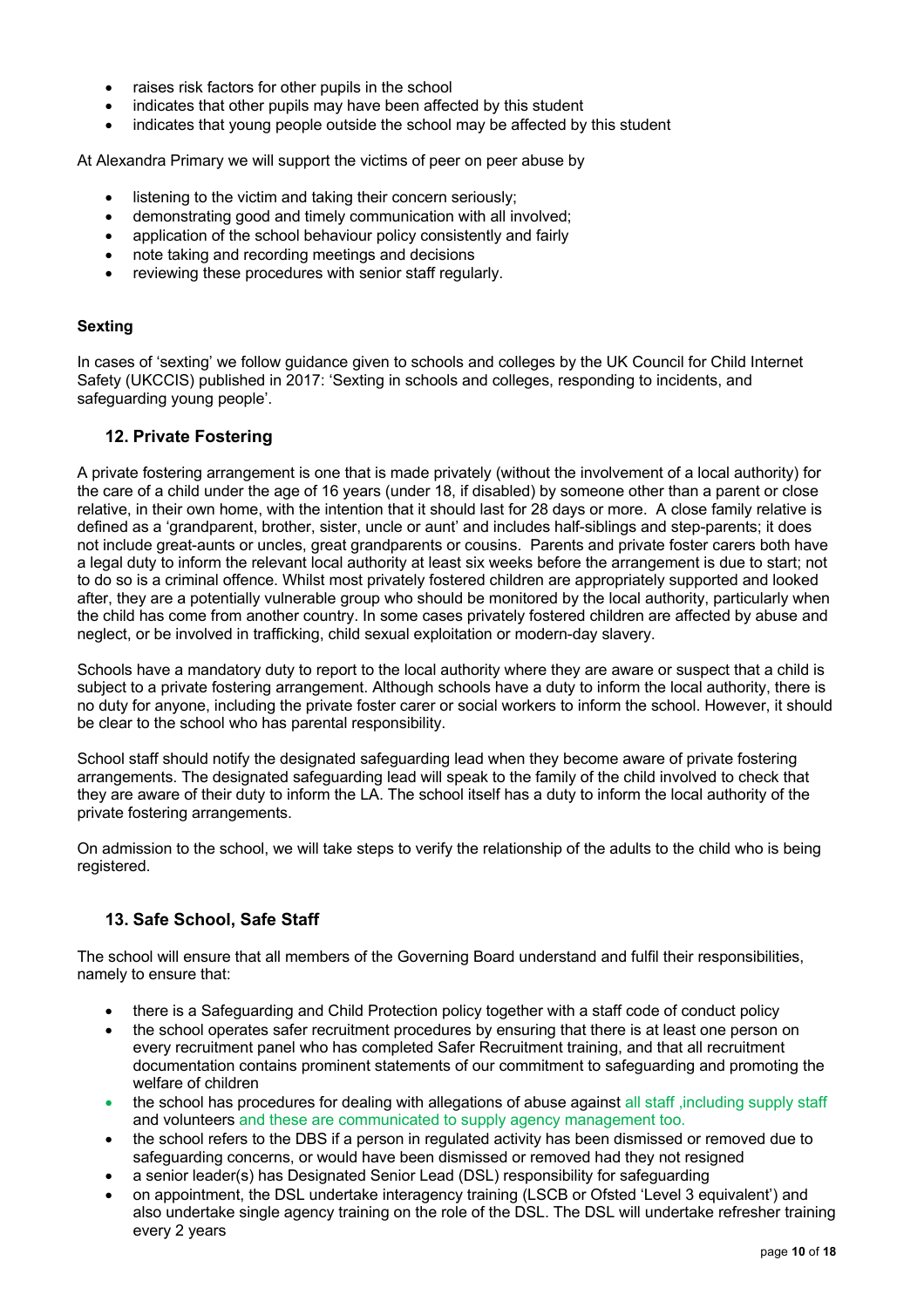- raises risk factors for other pupils in the school
- indicates that other pupils may have been affected by this student
- indicates that young people outside the school may be affected by this student

At Alexandra Primary we will support the victims of peer on peer abuse by

- listening to the victim and taking their concern seriously;
- demonstrating good and timely communication with all involved;
- application of the school behaviour policy consistently and fairly
- note taking and recording meetings and decisions
- reviewing these procedures with senior staff regularly.

**Sexting**

In cases of 'sexting' we follow guidance given to schools and colleges by the UK Council for Child Internet Safety (UKCCIS) published in 2017: 'Sexting in schools and colleges, responding to incidents, and safeguarding young people'.

## 12. Private Fostering

A private fostering arrangement is one that is made privately (without the involvement of a local authority) for the care of a child under the age of 16 years (under 18, if disabled) by someone other than a parent or close relative, in their own home, with the intention that it should last for 28 days or more. A close family relative is defined as a 'grandparent, brother, sister, uncle or aunt' and includes half-siblings and step-parents; it does not include great-aunts or uncles, great grandparents or cousins. Parents and private foster carers both have a legal duty to inform the relevant local authority at least six weeks before the arrangement is due to start; not to do so is a criminal offence. Whilst most privately fostered children are appropriately supported and looked after, they are a potentially vulnerable group who should be monitored by the local authority, particularly when the child has come from another country. In some cases privately fostered children are affected by abuse and neglect, or be involved in trafficking, child sexual exploitation or modern-day slavery.

Schools have a mandatory duty to report to the local authority where they are aware or suspect that a child is subject to a private fostering arrangement. Although schools have a duty to inform the local authority, there is no duty for anyone, including the private foster carer or social workers to inform the school. However, it should be clear to the school who has parental responsibility.

School staff should notify the designated safeguarding lead when they become aware of private fostering arrangements. The designated safeguarding lead will speak to the family of the child involved to check that they are aware of their duty to inform the LA. The school itself has a duty to inform the local authority of the private fostering arrangements.

On admission to the school, we will take steps to verify the relationship of the adults to the child who is being registered.

## 13. Safe School, Safe Staff

The school will ensure that all members of the Governing Board understand and fulfil their responsibilities, namely to ensure that:

- there is a Safeguarding and Child Protection policy together with a staff code of conduct policy
- the school operates safer recruitment procedures by ensuring that there is at least one person on every recruitment panel who has completed Safer Recruitment training, and that all recruitment documentation contains prominent statements of our commitment to safeguarding and promoting the welfare of children
- the school has procedures for dealing with allegations of abuse against all staff ,including supply staff and volunteers and these are communicated to supply agency management too.
- the school refers to the DBS if a person in regulated activity has been dismissed or removed due to safeguarding concerns, or would have been dismissed or removed had they not resigned
- a senior leader(s) has Designated Senior Lead (DSL) responsibility for safeguarding
- on appointment, the DSL undertake interagency training (LSCB or Ofsted 'Level 3 equivalent') and also undertake single agency training on the role of the DSL. The DSL will undertake refresher training every 2 years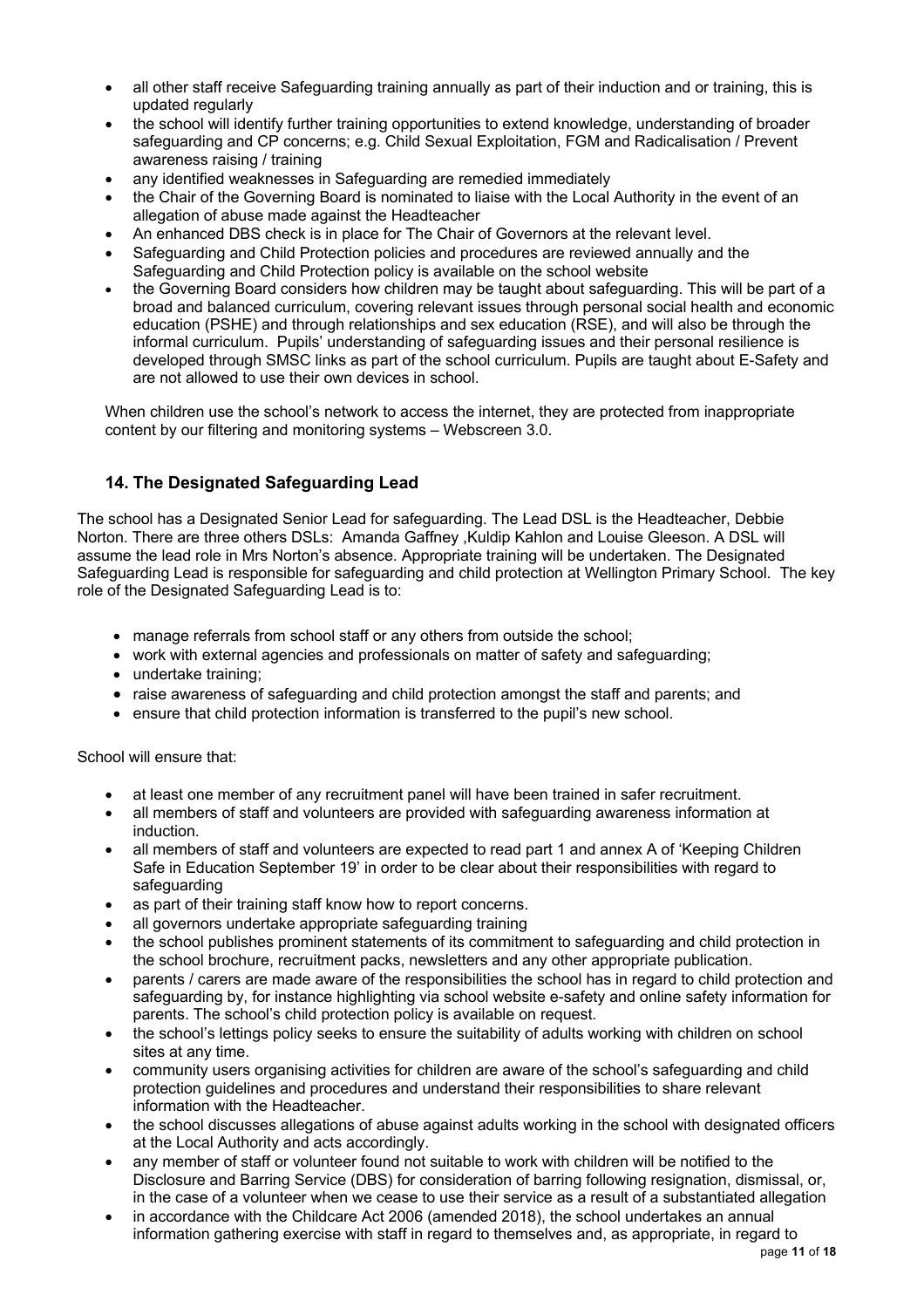- all other staff receive Safeguarding training annually as part of their induction and or training, this is updated regularly
- the school will identify further training opportunities to extend knowledge, understanding of broader safeguarding and CP concerns; e.g. Child Sexual Exploitation, FGM and Radicalisation / Prevent awareness raising / training
- any identified weaknesses in Safeguarding are remedied immediately
- the Chair of the Governing Board is nominated to liaise with the Local Authority in the event of an allegation of abuse made against the Headteacher
- An enhanced DBS check is in place for The Chair of Governors at the relevant level.
- Safeguarding and Child Protection policies and procedures are reviewed annually and the Safeguarding and Child Protection policy is available on the school website
- the Governing Board considers how children may be taught about safeguarding. This will be part of a broad and balanced curriculum, covering relevant issues through personal social health and economic education (PSHE) and through relationships and sex education (RSE), and will also be through the informal curriculum. Pupils' understanding of safeguarding issues and their personal resilience is developed through SMSC links as part of the school curriculum. Pupils are taught about E-Safety and are not allowed to use their own devices in school.

When children use the school's network to access the internet, they are protected from inappropriate content by our filtering and monitoring systems – Webscreen 3.0.

## 14. The Designated Safeguarding Lead

The school has a Designated Senior Lead for safeguarding. The Lead DSL is the Headteacher, Debbie Norton. There are three others DSLs: Amanda Gaffney ,Kuldip Kahlon and Louise Gleeson. A DSL will assume the lead role in Mrs Norton's absence. Appropriate training will be undertaken. The Designated Safeguarding Lead is responsible for safeguarding and child protection at Wellington Primary School. The key role of the Designated Safeguarding Lead is to:

- manage referrals from school staff or any others from outside the school;
- work with external agencies and professionals on matter of safety and safeguarding;
- undertake training;
- raise awareness of safeguarding and child protection amongst the staff and parents; and
- ensure that child protection information is transferred to the pupil's new school.

School will ensure that:

- at least one member of any recruitment panel will have been trained in safer recruitment.
- all members of staff and volunteers are provided with safeguarding awareness information at induction.
- all members of staff and volunteers are expected to read part 1 and annex A of 'Keeping Children Safe in Education September 19' in order to be clear about their responsibilities with regard to safeguarding
- as part of their training staff know how to report concerns.
- all governors undertake appropriate safeguarding training
- the school publishes prominent statements of its commitment to safeguarding and child protection in the school brochure, recruitment packs, newsletters and any other appropriate publication.
- parents / carers are made aware of the responsibilities the school has in regard to child protection and safeguarding by, for instance highlighting via school website e-safety and online safety information for parents. The school's child protection policy is available on request.
- the school's lettings policy seeks to ensure the suitability of adults working with children on school sites at any time.
- community users organising activities for children are aware of the school's safeguarding and child protection guidelines and procedures and understand their responsibilities to share relevant information with the Headteacher.
- the school discusses allegations of abuse against adults working in the school with designated officers at the Local Authority and acts accordingly.
- any member of staff or volunteer found not suitable to work with children will be notified to the Disclosure and Barring Service (DBS) for consideration of barring following resignation, dismissal, or, in the case of a volunteer when we cease to use their service as a result of a substantiated allegation
- in accordance with the Childcare Act 2006 (amended 2018), the school undertakes an annual information gathering exercise with staff in regard to themselves and, as appropriate, in regard to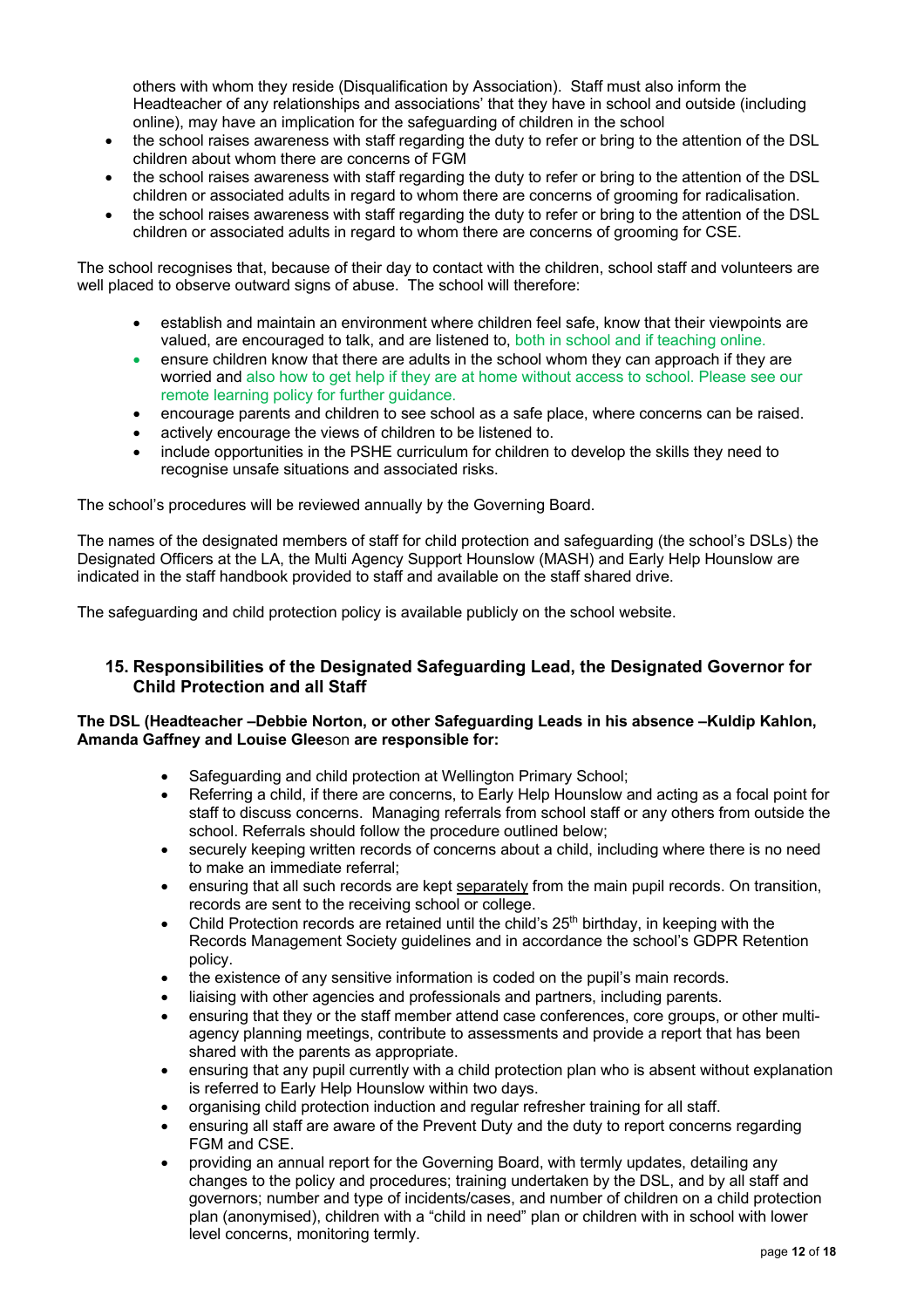others with whom they reside (Disqualification by Association). Staff must also inform the Headteacher of any relationships and associations' that they have in school and outside (including online), may have an implication for the safeguarding of children in the school

- the school raises awareness with staff regarding the duty to refer or bring to the attention of the DSL children about whom there are concerns of FGM
- the school raises awareness with staff regarding the duty to refer or bring to the attention of the DSL children or associated adults in regard to whom there are concerns of grooming for radicalisation.
- the school raises awareness with staff regarding the duty to refer or bring to the attention of the DSL children or associated adults in regard to whom there are concerns of grooming for CSE.

The school recognises that, because of their day to contact with the children, school staff and volunteers are well placed to observe outward signs of abuse. The school will therefore:

- establish and maintain an environment where children feel safe, know that their viewpoints are valued, are encouraged to talk, and are listened to, both in school and if teaching online.
- ensure children know that there are adults in the school whom they can approach if they are worried and also how to get help if they are at home without access to school. Please see our remote learning policy for further guidance.
- encourage parents and children to see school as a safe place, where concerns can be raised.
- actively encourage the views of children to be listened to.
- include opportunities in the PSHE curriculum for children to develop the skills they need to recognise unsafe situations and associated risks.

The school's procedures will be reviewed annually by the Governing Board.

The names of the designated members of staff for child protection and safeguarding (the school's DSLs) the Designated Officers at the LA, the Multi Agency Support Hounslow (MASH) and Early Help Hounslow are indicated in the staff handbook provided to staff and available on the staff shared drive.

The safeguarding and child protection policy is available publicly on the school website.

## 15. Responsibilities of the Designated Safeguarding Lead, the Designated Governor for Child Protection and all Staff

**The DSL (Headteacher –Debbie Norton, or other Safeguarding Leads in his absence –Kuldip Kahlon, Amanda Gaffney and Louise Glee**son **are responsible for:**

- Safeguarding and child protection at Wellington Primary School;
- Referring a child, if there are concerns, to Early Help Hounslow and acting as a focal point for staff to discuss concerns. Managing referrals from school staff or any others from outside the school. Referrals should follow the procedure outlined below;
- securely keeping written records of concerns about a child, including where there is no need to make an immediate referral;
- ensuring that all such records are kept separately from the main pupil records. On transition, records are sent to the receiving school or college.
- Child Protection records are retained until the child's 25th birthday, in keeping with the Records Management Society guidelines and in accordance the school's GDPR Retention policy.
- the existence of any sensitive information is coded on the pupil's main records.
- liaising with other agencies and professionals and partners, including parents.
- ensuring that they or the staff member attend case conferences, core groups, or other multi-agency planning meetings, contribute to assessments and provide a report that has been shared with the parents as appropriate.
- ensuring that any pupil currently with a child protection plan who is absent without explanation is referred to Early Help Hounslow within two days.
- organising child protection induction and regular refresher training for all staff.
- ensuring all staff are aware of the Prevent Duty and the duty to report concerns regarding FGM and CSE.
- providing an annual report for the Governing Board, with termly updates, detailing any changes to the policy and procedures; training undertaken by the DSL, and by all staff and governors; number and type of incidents/cases, and number of children on a child protection plan (anonymised), children with a "child in need" plan or children with in school with lower level concerns, monitoring termly.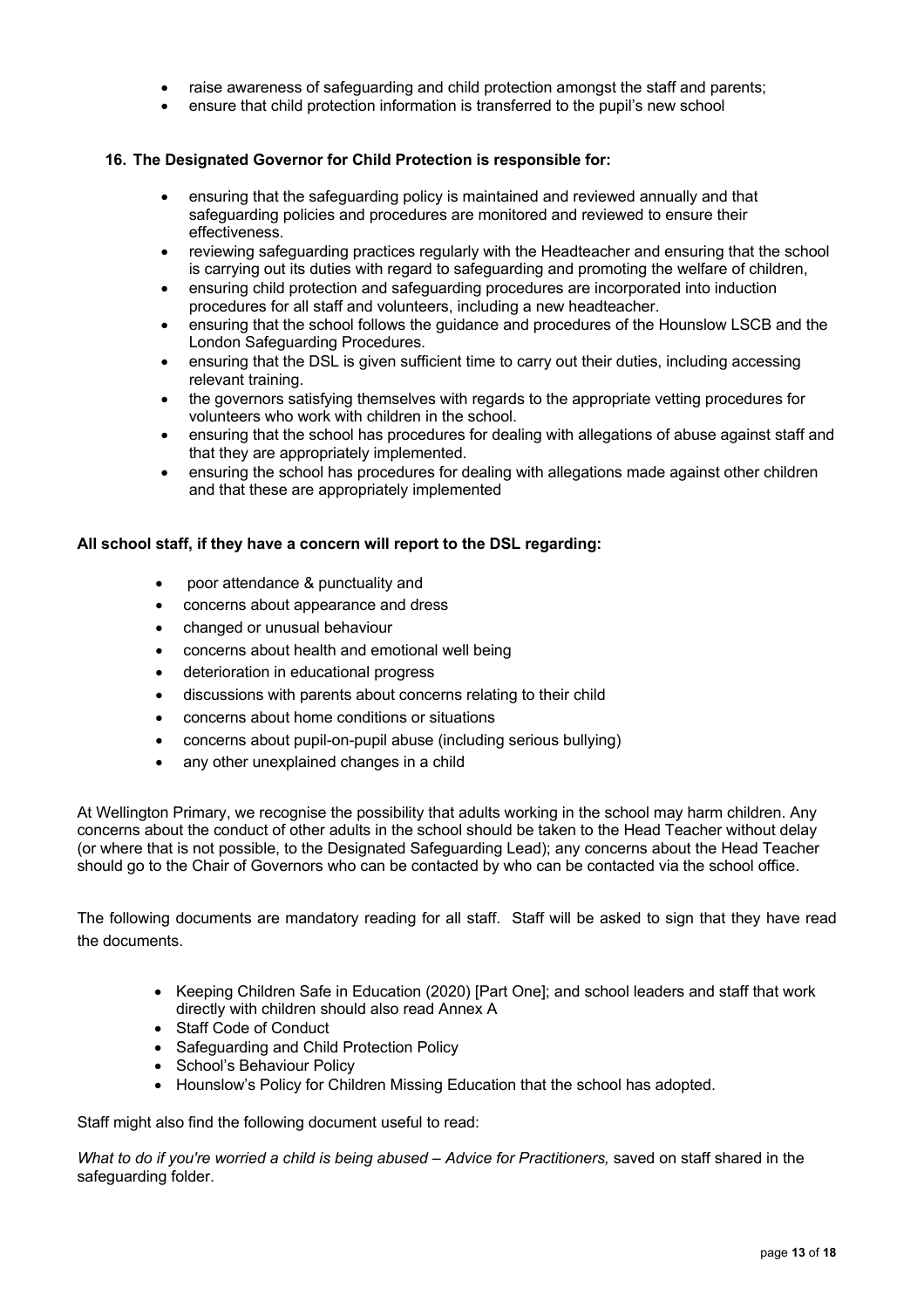- raise awareness of safeguarding and child protection amongst the staff and parents;
- ensure that child protection information is transferred to the pupil's new school

**16. The Designated Governor for Child Protection is responsible for:**

- ensuring that the safeguarding policy is maintained and reviewed annually and that safeguarding policies and procedures are monitored and reviewed to ensure their effectiveness.
- reviewing safeguarding practices regularly with the Headteacher and ensuring that the school is carrying out its duties with regard to safeguarding and promoting the welfare of children,
- ensuring child protection and safeguarding procedures are incorporated into induction procedures for all staff and volunteers, including a new headteacher.
- ensuring that the school follows the guidance and procedures of the Hounslow LSCB and the London Safeguarding Procedures.
- ensuring that the DSL is given sufficient time to carry out their duties, including accessing relevant training.
- the governors satisfying themselves with regards to the appropriate vetting procedures for volunteers who work with children in the school.
- ensuring that the school has procedures for dealing with allegations of abuse against staff and that they are appropriately implemented.
- ensuring the school has procedures for dealing with allegations made against other children and that these are appropriately implemented

**All school staff, if they have a concern will report to the DSL regarding:**

- poor attendance & punctuality and
- concerns about appearance and dress
- changed or unusual behaviour
- concerns about health and emotional well being
- deterioration in educational progress
- discussions with parents about concerns relating to their child
- concerns about home conditions or situations
- concerns about pupil-on-pupil abuse (including serious bullying)
- any other unexplained changes in a child

At Wellington Primary, we recognise the possibility that adults working in the school may harm children. Any concerns about the conduct of other adults in the school should be taken to the Head Teacher without delay (or where that is not possible, to the Designated Safeguarding Lead); any concerns about the Head Teacher should go to the Chair of Governors who can be contacted by who can be contacted via the school office.

The following documents are mandatory reading for all staff. Staff will be asked to sign that they have read the documents.

- Keeping Children Safe in Education (2020) [Part One]; and school leaders and staff that work directly with children should also read Annex A
- Staff Code of Conduct
- Safeguarding and Child Protection Policy
- School's Behaviour Policy
- Hounslow's Policy for Children Missing Education that the school has adopted.

Staff might also find the following document useful to read:

*What to do if you're worried a child is being abused – Advice for Practitioners,* saved on staff shared in the safeguarding folder.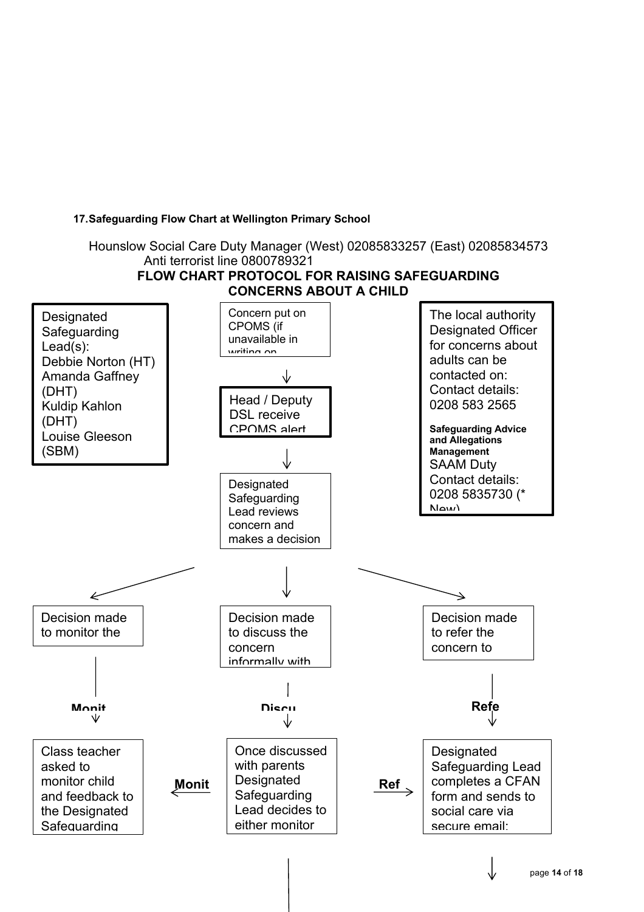**17. Safeguarding Flow Chart at Wellington Primary School**

Hounslow Social Care Duty Manager (West) 02085833257 (East) 02085834573
Anti terrorist line 0800789321

**FLOW CHART PROTOCOL FOR RAISING SAFEGUARDING CONCERNS ABOUT A CHILD**

Designated Safeguarding Lead(s):
Debbie Norton (HT)
Amanda Gaffney (DHT)
Kuldip Kahlon (DHT)
Louise Gleeson (SBM)

Concern put on CPOMS (if unavailable in writing on

↓

Head / Deputy DSL receive CPOMS alert

↓

Designated Safeguarding Lead reviews concern and makes a decision

The local authority Designated Officer for concerns about adults can be contacted on:
Contact details: 0208 583 2565

**Safeguarding Advice and Allegations Management**
SAAM Duty
Contact details: 0208 5835730 (* New)

Decision made to monitor the

**Monit**

Class teacher asked to monitor child and feedback to the Designated Safeguarding

Decision made to discuss the concern informally with

**Discu**

Once discussed with parents Designated Safeguarding Lead decides to either monitor

← **Monit**

**Ref** →

Decision made to refer the concern to

**Refe**

Designated Safeguarding Lead completes a CFAN form and sends to social care via secure email: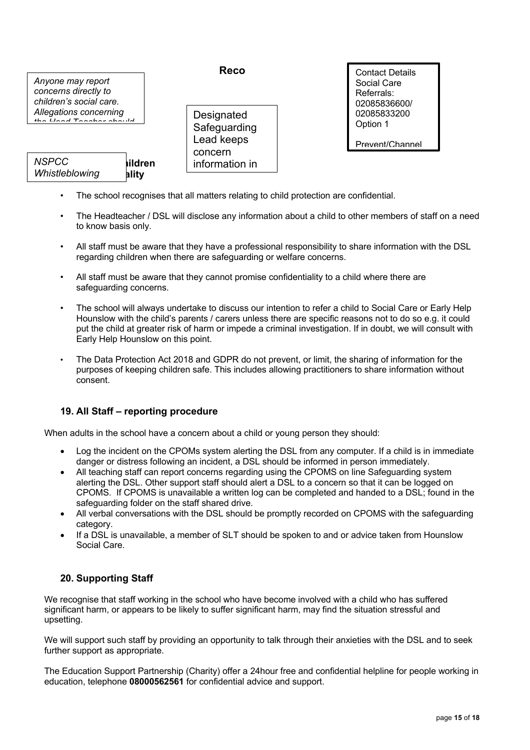Anyone may report concerns directly to children's social care. Allegations concerning

**Reco**

Designated Safeguarding Lead keeps concern information in

Contact Details Social Care Referrals: 02085836600/ 02085833200 Option 1

Prevent/Channel

*NSPCC Whistleblowing*

**hildren ality**

- The school recognises that all matters relating to child protection are confidential.
- The Headteacher / DSL will disclose any information about a child to other members of staff on a need to know basis only.
- All staff must be aware that they have a professional responsibility to share information with the DSL regarding children when there are safeguarding or welfare concerns.
- All staff must be aware that they cannot promise confidentiality to a child where there are safeguarding concerns.
- The school will always undertake to discuss our intention to refer a child to Social Care or Early Help Hounslow with the child's parents / carers unless there are specific reasons not to do so e.g. it could put the child at greater risk of harm or impede a criminal investigation. If in doubt, we will consult with Early Help Hounslow on this point.
- The Data Protection Act 2018 and GDPR do not prevent, or limit, the sharing of information for the purposes of keeping children safe. This includes allowing practitioners to share information without consent.

## 19. All Staff – reporting procedure

When adults in the school have a concern about a child or young person they should:

- Log the incident on the CPOMs system alerting the DSL from any computer. If a child is in immediate danger or distress following an incident, a DSL should be informed in person immediately.
- All teaching staff can report concerns regarding using the CPOMS on line Safeguarding system alerting the DSL. Other support staff should alert a DSL to a concern so that it can be logged on CPOMS. If CPOMS is unavailable a written log can be completed and handed to a DSL; found in the safeguarding folder on the staff shared drive.
- All verbal conversations with the DSL should be promptly recorded on CPOMS with the safeguarding category.
- If a DSL is unavailable, a member of SLT should be spoken to and or advice taken from Hounslow Social Care.

## 20. Supporting Staff

We recognise that staff working in the school who have become involved with a child who has suffered significant harm, or appears to be likely to suffer significant harm, may find the situation stressful and upsetting.

We will support such staff by providing an opportunity to talk through their anxieties with the DSL and to seek further support as appropriate.

The Education Support Partnership (Charity) offer a 24hour free and confidential helpline for people working in education, telephone **08000562561** for confidential advice and support.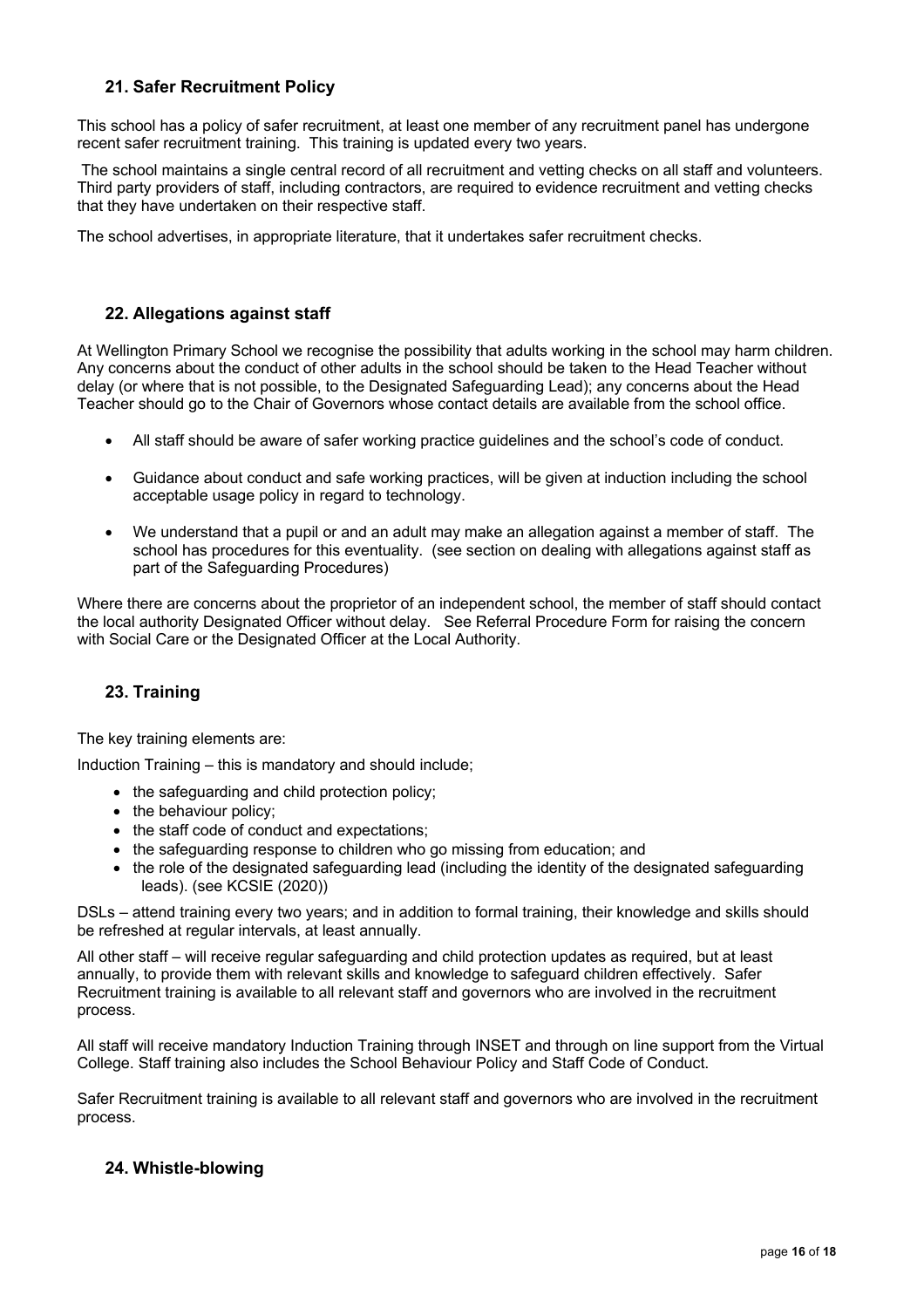## 21. Safer Recruitment Policy

This school has a policy of safer recruitment, at least one member of any recruitment panel has undergone recent safer recruitment training. This training is updated every two years.

The school maintains a single central record of all recruitment and vetting checks on all staff and volunteers. Third party providers of staff, including contractors, are required to evidence recruitment and vetting checks that they have undertaken on their respective staff.

The school advertises, in appropriate literature, that it undertakes safer recruitment checks.

## 22. Allegations against staff

At Wellington Primary School we recognise the possibility that adults working in the school may harm children. Any concerns about the conduct of other adults in the school should be taken to the Head Teacher without delay (or where that is not possible, to the Designated Safeguarding Lead); any concerns about the Head Teacher should go to the Chair of Governors whose contact details are available from the school office.

- All staff should be aware of safer working practice guidelines and the school's code of conduct.
- Guidance about conduct and safe working practices, will be given at induction including the school acceptable usage policy in regard to technology.
- We understand that a pupil or and an adult may make an allegation against a member of staff. The school has procedures for this eventuality. (see section on dealing with allegations against staff as part of the Safeguarding Procedures)

Where there are concerns about the proprietor of an independent school, the member of staff should contact the local authority Designated Officer without delay. See Referral Procedure Form for raising the concern with Social Care or the Designated Officer at the Local Authority.

## 23. Training

The key training elements are:

Induction Training – this is mandatory and should include;

- the safeguarding and child protection policy;
- the behaviour policy;
- the staff code of conduct and expectations;
- the safeguarding response to children who go missing from education; and
- the role of the designated safeguarding lead (including the identity of the designated safeguarding leads). (see KCSIE (2020))

DSLs – attend training every two years; and in addition to formal training, their knowledge and skills should be refreshed at regular intervals, at least annually.

All other staff – will receive regular safeguarding and child protection updates as required, but at least annually, to provide them with relevant skills and knowledge to safeguard children effectively. Safer Recruitment training is available to all relevant staff and governors who are involved in the recruitment process.

All staff will receive mandatory Induction Training through INSET and through on line support from the Virtual College. Staff training also includes the School Behaviour Policy and Staff Code of Conduct.

Safer Recruitment training is available to all relevant staff and governors who are involved in the recruitment process.

## 24. Whistle-blowing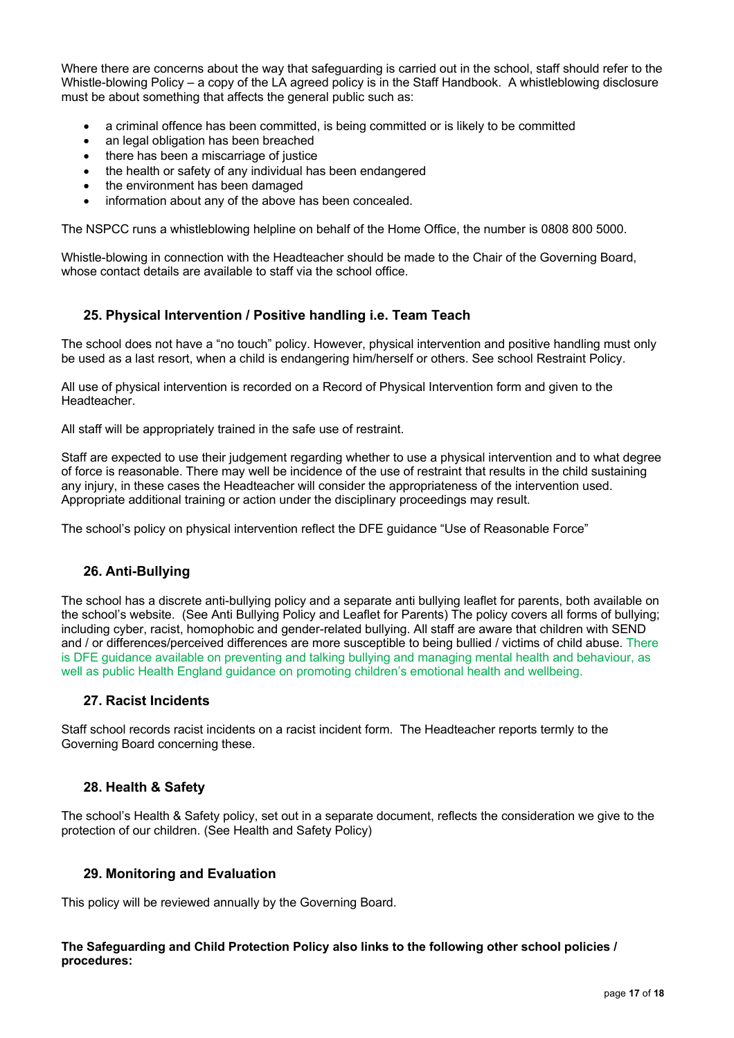Where there are concerns about the way that safeguarding is carried out in the school, staff should refer to the Whistle-blowing Policy – a copy of the LA agreed policy is in the Staff Handbook. A whistleblowing disclosure must be about something that affects the general public such as:

- a criminal offence has been committed, is being committed or is likely to be committed
- an legal obligation has been breached
- there has been a miscarriage of justice
- the health or safety of any individual has been endangered
- the environment has been damaged
- information about any of the above has been concealed.

The NSPCC runs a whistleblowing helpline on behalf of the Home Office, the number is 0808 800 5000.

Whistle-blowing in connection with the Headteacher should be made to the Chair of the Governing Board, whose contact details are available to staff via the school office.

## 25. Physical Intervention / Positive handling i.e. Team Teach

The school does not have a "no touch" policy. However, physical intervention and positive handling must only be used as a last resort, when a child is endangering him/herself or others. See school Restraint Policy.

All use of physical intervention is recorded on a Record of Physical Intervention form and given to the Headteacher.

All staff will be appropriately trained in the safe use of restraint.

Staff are expected to use their judgement regarding whether to use a physical intervention and to what degree of force is reasonable. There may well be incidence of the use of restraint that results in the child sustaining any injury, in these cases the Headteacher will consider the appropriateness of the intervention used. Appropriate additional training or action under the disciplinary proceedings may result.

The school's policy on physical intervention reflect the DFE guidance "Use of Reasonable Force"

## 26. Anti-Bullying

The school has a discrete anti-bullying policy and a separate anti bullying leaflet for parents, both available on the school's website. (See Anti Bullying Policy and Leaflet for Parents) The policy covers all forms of bullying; including cyber, racist, homophobic and gender-related bullying. All staff are aware that children with SEND and / or differences/perceived differences are more susceptible to being bullied / victims of child abuse. There is DFE guidance available on preventing and talking bullying and managing mental health and behaviour, as well as public Health England guidance on promoting children's emotional health and wellbeing.

## 27. Racist Incidents

Staff school records racist incidents on a racist incident form. The Headteacher reports termly to the Governing Board concerning these.

## 28. Health & Safety

The school's Health & Safety policy, set out in a separate document, reflects the consideration we give to the protection of our children. (See Health and Safety Policy)

## 29. Monitoring and Evaluation

This policy will be reviewed annually by the Governing Board.

**The Safeguarding and Child Protection Policy also links to the following other school policies / procedures:**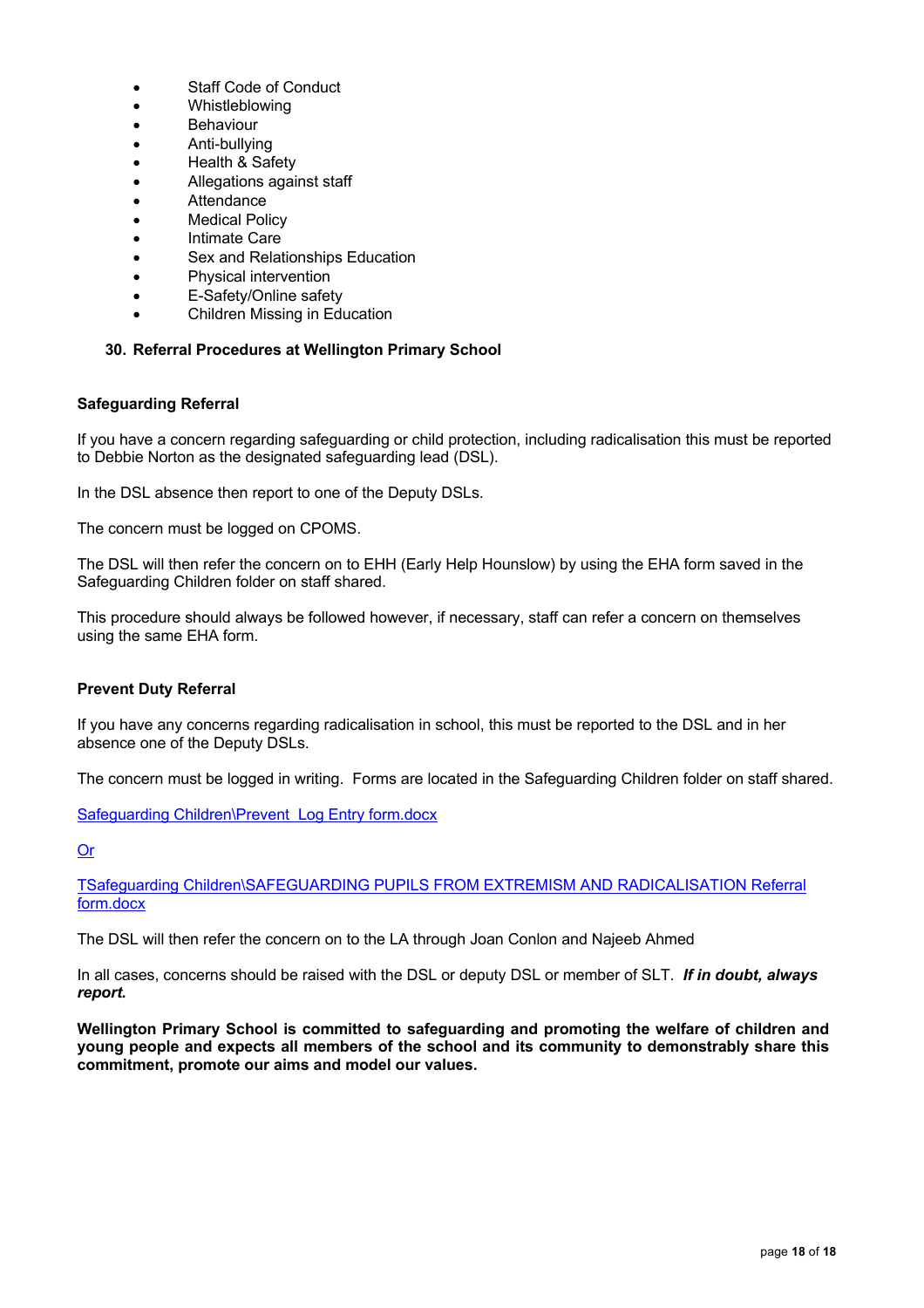- Staff Code of Conduct
- Whistleblowing
- Behaviour
- Anti-bullying
- Health & Safety
- Allegations against staff
- Attendance
- Medical Policy
- Intimate Care
- Sex and Relationships Education
- Physical intervention
- E-Safety/Online safety
- Children Missing in Education

## 30. Referral Procedures at Wellington Primary School

**Safeguarding Referral**

If you have a concern regarding safeguarding or child protection, including radicalisation this must be reported to Debbie Norton as the designated safeguarding lead (DSL).

In the DSL absence then report to one of the Deputy DSLs.

The concern must be logged on CPOMS.

The DSL will then refer the concern on to EHH (Early Help Hounslow) by using the EHA form saved in the Safeguarding Children folder on staff shared.

This procedure should always be followed however, if necessary, staff can refer a concern on themselves using the same EHA form.

**Prevent Duty Referral**

If you have any concerns regarding radicalisation in school, this must be reported to the DSL and in her absence one of the Deputy DSLs.

The concern must be logged in writing. Forms are located in the Safeguarding Children folder on staff shared.

Safeguarding Children\Prevent Log Entry form.docx

Or

TSafeguarding Children\SAFEGUARDING PUPILS FROM EXTREMISM AND RADICALISATION Referral form.docx

The DSL will then refer the concern on to the LA through Joan Conlon and Najeeb Ahmed

In all cases, concerns should be raised with the DSL or deputy DSL or member of SLT. ***If in doubt, always report.***

**Wellington Primary School is committed to safeguarding and promoting the welfare of children and young people and expects all members of the school and its community to demonstrably share this commitment, promote our aims and model our values.**